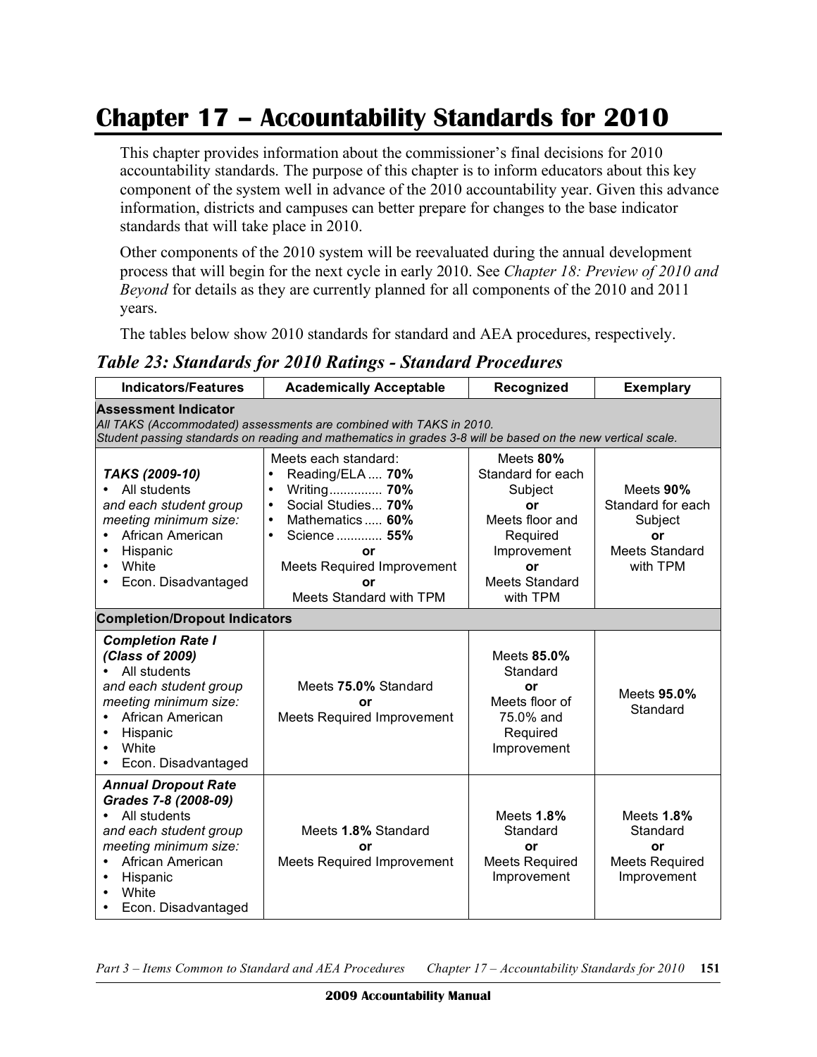# Chapter 17 – Accountability Standards for 2010

This chapter provides information about the commissioner's final decisions for 2010 accountability standards. The purpose of this chapter is to inform educators about this key component of the system well in advance of the 2010 accountability year. Given this advance information, districts and campuses can better prepare for changes to the base indicator standards that will take place in 2010.

Other components of the 2010 system will be reevaluated during the annual development process that will begin for the next cycle in early 2010. See *Chapter 18: Preview of 2010 and Beyond* for details as they are currently planned for all components of the 2010 and 2011 years.

The tables below show 2010 standards for standard and AEA procedures, respectively.

### *Table 23: Standards for 2010 Ratings - Standard Procedures*

| Indicators/Features | Academically Acceptable | Recognized | Exemplary |
|---|---|---|---|
| **Assessment Indicator** *All TAKS (Accommodated) assessments are combined with TAKS in 2010. Student passing standards on reading and mathematics in grades 3-8 will be based on the new vertical scale.* | | | |
| ***TAKS (2009-10)*** • All students *and each student group meeting minimum size:* • African American • Hispanic • White • Econ. Disadvantaged | Meets each standard: • Reading/ELA .... **70%** • Writing............... **70%** • Social Studies... **70%** • Mathematics ..... **60%** • Science ............. **55%** **or** Meets Required Improvement **or** Meets Standard with TPM | Meets **80%** Standard for each Subject **or** Meets floor and Required Improvement **or** Meets Standard with TPM | Meets **90%** Standard for each Subject **or** Meets Standard with TPM |
| **Completion/Dropout Indicators** | | | |
| ***Completion Rate I (Class of 2009)*** • All students *and each student group meeting minimum size:* • African American • Hispanic • White • Econ. Disadvantaged | Meets **75.0%** Standard **or** Meets Required Improvement | Meets **85.0%** Standard **or** Meets floor of 75.0% and Required Improvement | Meets **95.0%** Standard |
| ***Annual Dropout Rate Grades 7-8 (2008-09)*** • All students *and each student group meeting minimum size:* • African American • Hispanic • White • Econ. Disadvantaged | Meets **1.8%** Standard **or** Meets Required Improvement | Meets **1.8%** Standard **or** Meets Required Improvement | Meets **1.8%** Standard **or** Meets Required Improvement |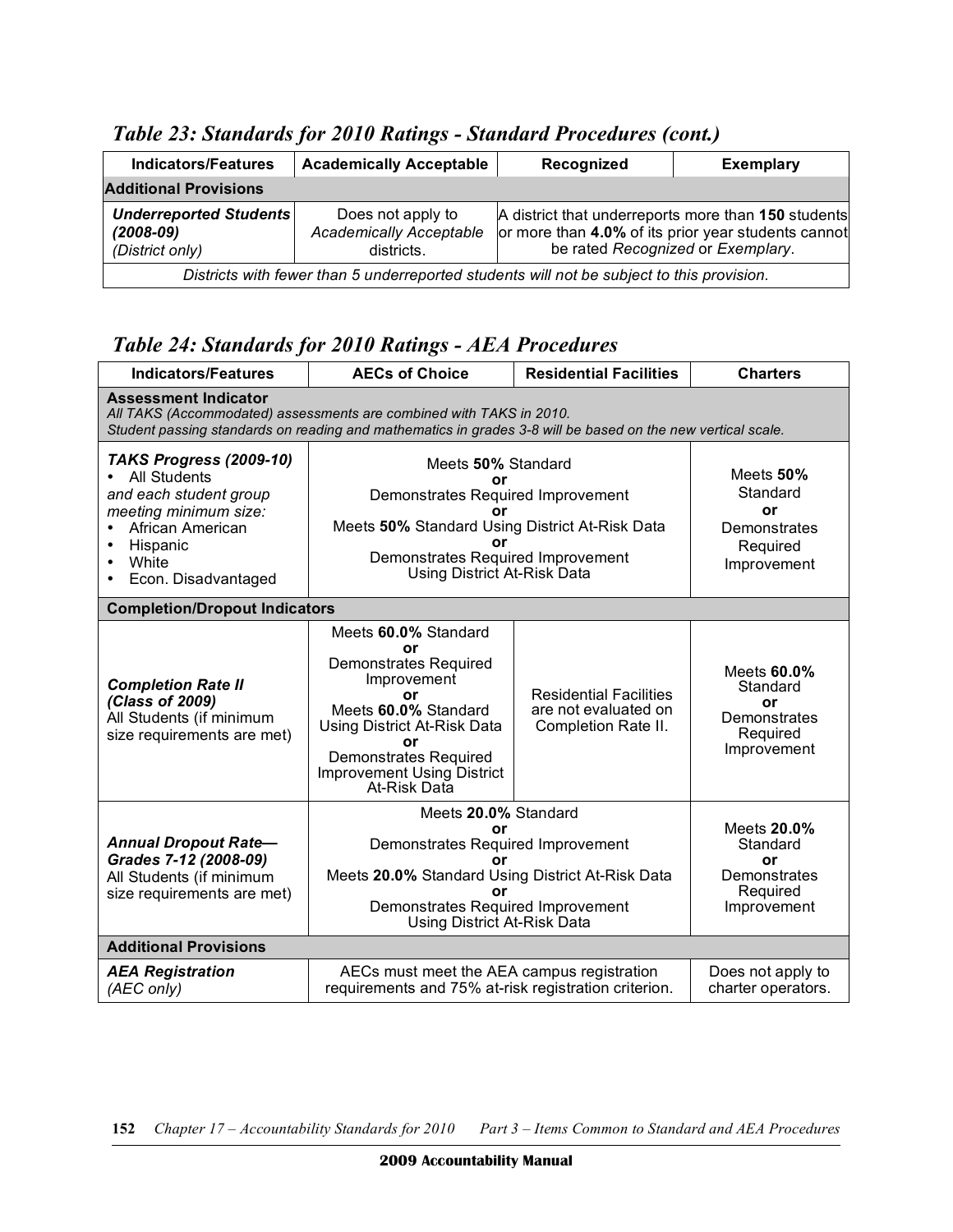## Table 23: Standards for 2010 Ratings - Standard Procedures (cont.)

| Indicators/Features | Academically Acceptable | Recognized | Exemplary |
|---|---|---|---|
| **Additional Provisions** | | | |
| ***Underreported Students (2008-09)*** *(District only)* | Does not apply to *Academically Acceptable* districts. | A district that underreports more than **150** students or more than **4.0%** of its prior year students cannot be rated *Recognized* or *Exemplary*. | |
| *Districts with fewer than 5 underreported students will not be subject to this provision.* | | | |

## Table 24: Standards for 2010 Ratings - AEA Procedures

| Indicators/Features | AECs of Choice | Residential Facilities | Charters |
|---|---|---|---|
| **Assessment Indicator** *All TAKS (Accommodated) assessments are combined with TAKS in 2010. Student passing standards on reading and mathematics in grades 3-8 will be based on the new vertical scale.* | | | |
| ***TAKS Progress (2009-10)*** • All Students *and each student group meeting minimum size:* • African American • Hispanic • White • Econ. Disadvantaged | Meets **50%** Standard **or** Demonstrates Required Improvement **or** Meets **50%** Standard Using District At-Risk Data **or** Demonstrates Required Improvement Using District At-Risk Data | | Meets **50%** Standard **or** Demonstrates Required Improvement |
| **Completion/Dropout Indicators** | | | |
| ***Completion Rate II (Class of 2009)*** All Students (if minimum size requirements are met) | Meets **60.0%** Standard **or** Demonstrates Required Improvement **or** Meets **60.0%** Standard Using District At-Risk Data **or** Demonstrates Required Improvement Using District At-Risk Data | Residential Facilities are not evaluated on Completion Rate II. | Meets **60.0%** Standard **or** Demonstrates Required Improvement |
| ***Annual Dropout Rate—Grades 7-12 (2008-09)*** All Students (if minimum size requirements are met) | Meets **20.0%** Standard **or** Demonstrates Required Improvement **or** Meets **20.0%** Standard Using District At-Risk Data **or** Demonstrates Required Improvement Using District At-Risk Data | | Meets **20.0%** Standard **or** Demonstrates Required Improvement |
| **Additional Provisions** | | | |
| ***AEA Registration*** *(AEC only)* | AECs must meet the AEA campus registration requirements and 75% at-risk registration criterion. | | Does not apply to charter operators. |